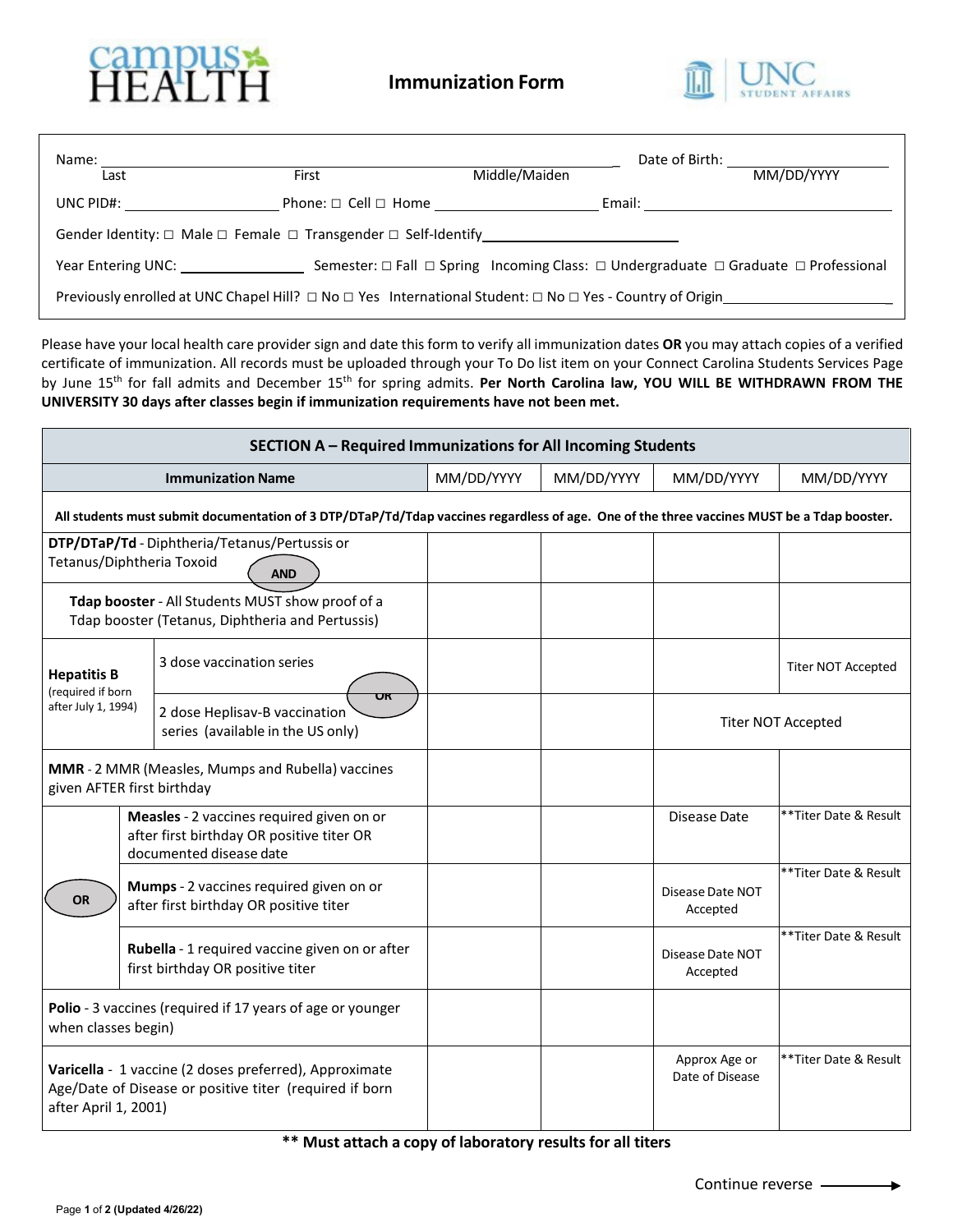# Immunization Form

Name: ______________________________________________ Date of Birth: ______________

Last First Middle/Maiden MM/DD/YYYY

UNC PID#: ______________ Phone: □ Cell □ Home ______________ Email: ______________

Gender Identity: □ Male □ Female □ Transgender □ Self-Identify______________

Year Entering UNC: ____________ Semester: □ Fall □ Spring Incoming Class: □ Undergraduate □ Graduate □ Professional

Previously enrolled at UNC Chapel Hill? □ No □ Yes International Student: □ No □ Yes - Country of Origin______________

Please have your local health care provider sign and date this form to verify all immunization dates **OR** you may attach copies of a verified certificate of immunization. All records must be uploaded through your To Do list item on your Connect Carolina Students Services Page by June 15th for fall admits and December 15th for spring admits. **Per North Carolina law, YOU WILL BE WITHDRAWN FROM THE UNIVERSITY 30 days after classes begin if immunization requirements have not been met.**

| SECTION A – Required Immunizations for All Incoming Students | | | | | |
|---|---|---|---|---|---|
| **Immunization Name** | | MM/DD/YYYY | MM/DD/YYYY | MM/DD/YYYY | MM/DD/YYYY |
| **All students must submit documentation of 3 DTP/DTaP/Td/Tdap vaccines regardless of age. One of the three vaccines MUST be a Tdap booster.** | | | | | |
| **DTP/DTaP/Td** - Diphtheria/Tetanus/Pertussis or Tetanus/Diphtheria Toxoid **AND** | | | | | |
| **Tdap booster** - All Students MUST show proof of a Tdap booster (Tetanus, Diphtheria and Pertussis) | | | | | |
| **Hepatitis B** (required if born after July 1, 1994) | 3 dose vaccination series **OR** | | | | Titer NOT Accepted |
| | 2 dose Heplisav-B vaccination series (available in the US only) | | | Titer NOT Accepted | |
| **MMR** - 2 MMR (Measles, Mumps and Rubella) vaccines given AFTER first birthday | | | | | |
| **OR** | **Measles** - 2 vaccines required given on or after first birthday OR positive titer OR documented disease date | | | Disease Date | **Titer Date & Result |
| | **Mumps** - 2 vaccines required given on or after first birthday OR positive titer | | | Disease Date NOT Accepted | **Titer Date & Result |
| | **Rubella** - 1 required vaccine given on or after first birthday OR positive titer | | | Disease Date NOT Accepted | **Titer Date & Result |
| **Polio** - 3 vaccines (required if 17 years of age or younger when classes begin) | | | | | |
| **Varicella** - 1 vaccine (2 doses preferred), Approximate Age/Date of Disease or positive titer (required if born after April 1, 2001) | | | | Approx Age or Date of Disease | **Titer Date & Result |

**** Must attach a copy of laboratory results for all titers**

Continue reverse →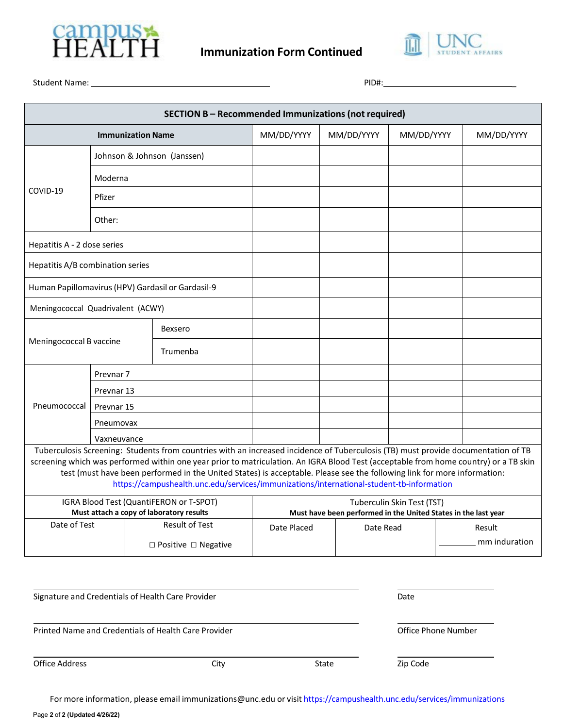# Immunization Form Continued

Student Name: ________________________________________ PID#:______________________________

| SECTION B – Recommended Immunizations (not required) | | | | | |
|---|---|---|---|---|---|
| **Immunization Name** | | **MM/DD/YYYY** | **MM/DD/YYYY** | **MM/DD/YYYY** | **MM/DD/YYYY** |
| COVID-19 | Johnson & Johnson (Janssen) | | | | |
| | Moderna | | | | |
| | Pfizer | | | | |
| | Other: | | | | |
| Hepatitis A - 2 dose series | | | | | |
| Hepatitis A/B combination series | | | | | |
| Human Papillomavirus (HPV) Gardasil or Gardasil-9 | | | | | |
| Meningococcal Quadrivalent (ACWY) | | | | | |
| Meningococcal B vaccine | Bexsero | | | | |
| | Trumenba | | | | |
| Pneumococcal | Prevnar 7 | | | | |
| | Prevnar 13 | | | | |
| | Prevnar 15 | | | | |
| | Pneumovax | | | | |
| | Vaxneuvance | | | | |

Tuberculosis Screening: Students from countries with an increased incidence of Tuberculosis (TB) must provide documentation of TB screening which was performed within one year prior to matriculation. An IGRA Blood Test (acceptable from home country) or a TB skin test (must have been performed in the United States) is acceptable. Please see the following link for more information: https://campushealth.unc.edu/services/immunizations/international-student-tb-information

| IGRA Blood Test (QuantiFERON or T-SPOT) **Must attach a copy of laboratory results** | | Tuberculin Skin Test (TST) **Must have been performed in the United States in the last year** | | |
|---|---|---|---|---|
| Date of Test | Result of Test ☐ Positive ☐ Negative | Date Placed | Date Read | Result ________ mm induration |

______________________________________________ ______________
Signature and Credentials of Health Care Provider Date

______________________________________________ ______________
Printed Name and Credentials of Health Care Provider Office Phone Number

______________________________________________ ______________
Office Address City State Zip Code

For more information, please email immunizations@unc.edu or visit https://campushealth.unc.edu/services/immunizations

Page 2 of 2 (Updated 4/26/22)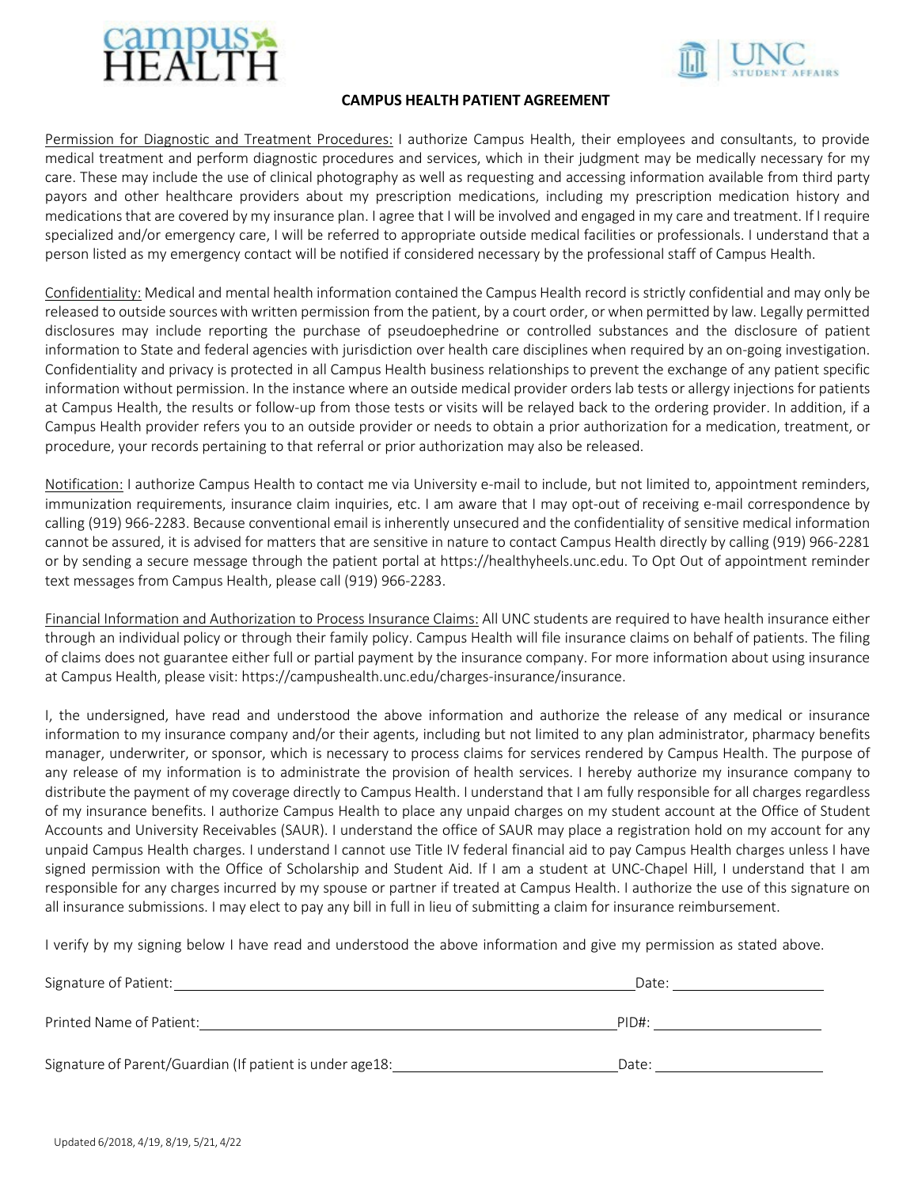# CAMPUS HEALTH PATIENT AGREEMENT

Permission for Diagnostic and Treatment Procedures: I authorize Campus Health, their employees and consultants, to provide medical treatment and perform diagnostic procedures and services, which in their judgment may be medically necessary for my care. These may include the use of clinical photography as well as requesting and accessing information available from third party payors and other healthcare providers about my prescription medications, including my prescription medication history and medications that are covered by my insurance plan. I agree that I will be involved and engaged in my care and treatment. If I require specialized and/or emergency care, I will be referred to appropriate outside medical facilities or professionals. I understand that a person listed as my emergency contact will be notified if considered necessary by the professional staff of Campus Health.

Confidentiality: Medical and mental health information contained the Campus Health record is strictly confidential and may only be released to outside sources with written permission from the patient, by a court order, or when permitted by law. Legally permitted disclosures may include reporting the purchase of pseudoephedrine or controlled substances and the disclosure of patient information to State and federal agencies with jurisdiction over health care disciplines when required by an on-going investigation. Confidentiality and privacy is protected in all Campus Health business relationships to prevent the exchange of any patient specific information without permission. In the instance where an outside medical provider orders lab tests or allergy injections for patients at Campus Health, the results or follow-up from those tests or visits will be relayed back to the ordering provider. In addition, if a Campus Health provider refers you to an outside provider or needs to obtain a prior authorization for a medication, treatment, or procedure, your records pertaining to that referral or prior authorization may also be released.

Notification: I authorize Campus Health to contact me via University e-mail to include, but not limited to, appointment reminders, immunization requirements, insurance claim inquiries, etc. I am aware that I may opt-out of receiving e-mail correspondence by calling (919) 966-2283. Because conventional email is inherently unsecured and the confidentiality of sensitive medical information cannot be assured, it is advised for matters that are sensitive in nature to contact Campus Health directly by calling (919) 966-2281 or by sending a secure message through the patient portal at https://healthyheels.unc.edu. To Opt Out of appointment reminder text messages from Campus Health, please call (919) 966-2283.

Financial Information and Authorization to Process Insurance Claims: All UNC students are required to have health insurance either through an individual policy or through their family policy. Campus Health will file insurance claims on behalf of patients. The filing of claims does not guarantee either full or partial payment by the insurance company. For more information about using insurance at Campus Health, please visit: https://campushealth.unc.edu/charges-insurance/insurance.

I, the undersigned, have read and understood the above information and authorize the release of any medical or insurance information to my insurance company and/or their agents, including but not limited to any plan administrator, pharmacy benefits manager, underwriter, or sponsor, which is necessary to process claims for services rendered by Campus Health. The purpose of any release of my information is to administrate the provision of health services. I hereby authorize my insurance company to distribute the payment of my coverage directly to Campus Health. I understand that I am fully responsible for all charges regardless of my insurance benefits. I authorize Campus Health to place any unpaid charges on my student account at the Office of Student Accounts and University Receivables (SAUR). I understand the office of SAUR may place a registration hold on my account for any unpaid Campus Health charges. I understand I cannot use Title IV federal financial aid to pay Campus Health charges unless I have signed permission with the Office of Scholarship and Student Aid. If I am a student at UNC-Chapel Hill, I understand that I am responsible for any charges incurred by my spouse or partner if treated at Campus Health. I authorize the use of this signature on all insurance submissions. I may elect to pay any bill in full in lieu of submitting a claim for insurance reimbursement.

I verify by my signing below I have read and understood the above information and give my permission as stated above.

Signature of Patient: ______________________________ Date: ______________

Printed Name of Patient: ______________________________ PID#: ______________

Signature of Parent/Guardian (If patient is under age18: ______________________ Date: ______________

Updated 6/2018, 4/19, 8/19, 5/21, 4/22